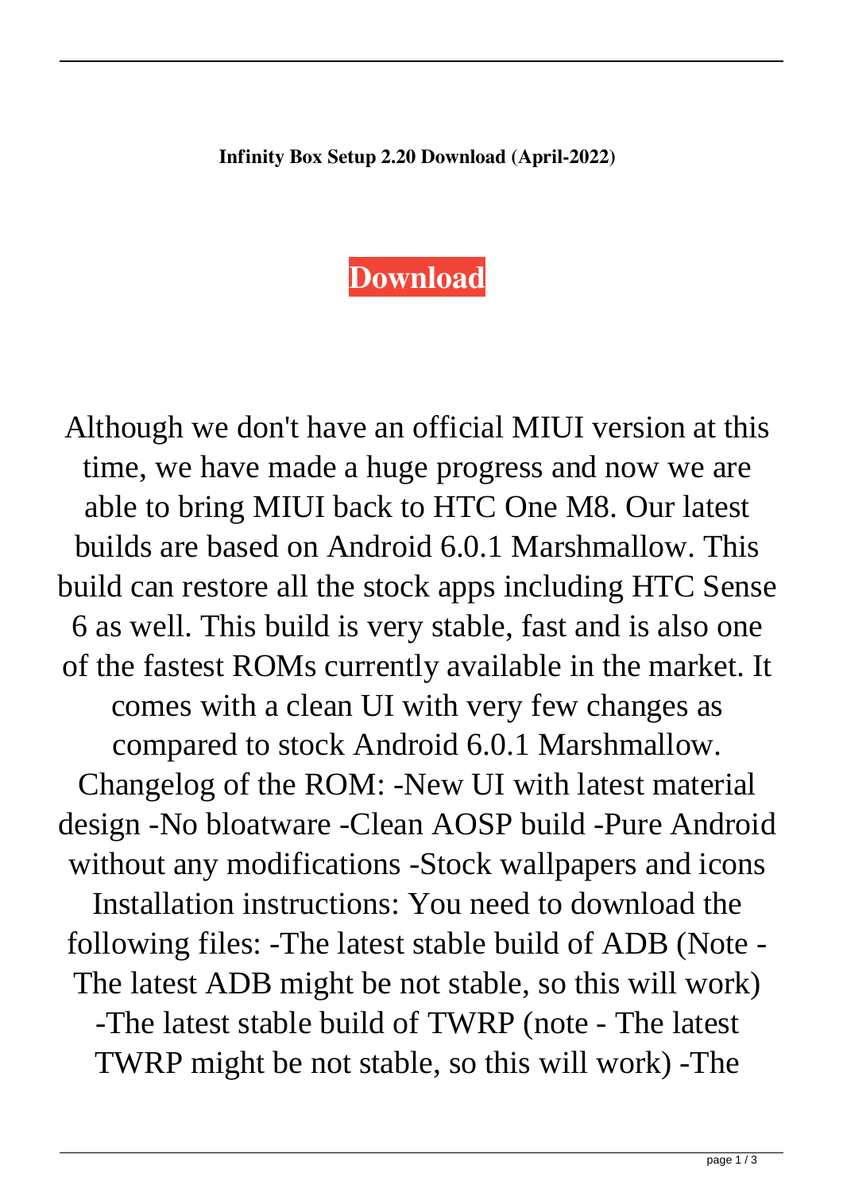**Infinity Box Setup 2.20 Download (April-2022)**

**Download**

Although we don't have an official MIUI version at this time, we have made a huge progress and now we are able to bring MIUI back to HTC One M8. Our latest builds are based on Android 6.0.1 Marshmallow. This build can restore all the stock apps including HTC Sense 6 as well. This build is very stable, fast and is also one of the fastest ROMs currently available in the market. It comes with a clean UI with very few changes as compared to stock Android 6.0.1 Marshmallow. Changelog of the ROM: -New UI with latest material design -No bloatware -Clean AOSP build -Pure Android without any modifications -Stock wallpapers and icons Installation instructions: You need to download the following files: -The latest stable build of ADB (Note - The latest ADB might be not stable, so this will work) -The latest stable build of TWRP (note - The latest TWRP might be not stable, so this will work) -The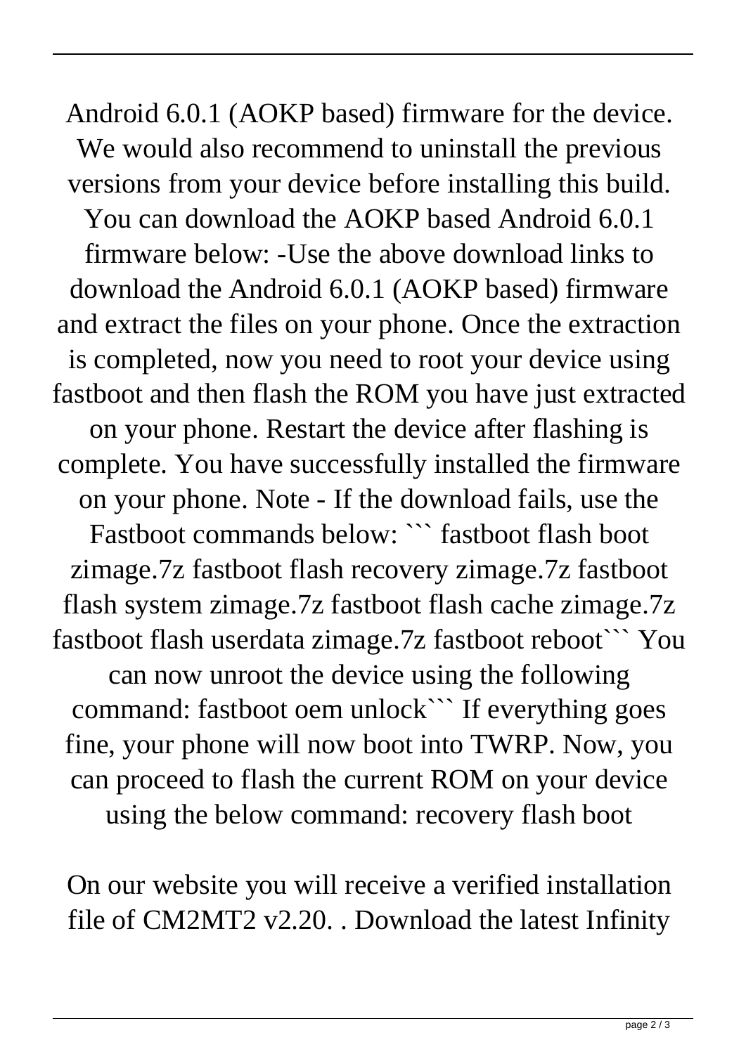Android 6.0.1 (AOKP based) firmware for the device. We would also recommend to uninstall the previous versions from your device before installing this build. You can download the AOKP based Android 6.0.1 firmware below: -Use the above download links to download the Android 6.0.1 (AOKP based) firmware and extract the files on your phone. Once the extraction is completed, now you need to root your device using fastboot and then flash the ROM you have just extracted on your phone. Restart the device after flashing is complete. You have successfully installed the firmware on your phone. Note - If the download fails, use the Fastboot commands below: ``` fastboot flash boot zimage.7z fastboot flash recovery zimage.7z fastboot flash system zimage.7z fastboot flash cache zimage.7z fastboot flash userdata zimage.7z fastboot reboot``` You can now unroot the device using the following command: fastboot oem unlock``` If everything goes fine, your phone will now boot into TWRP. Now, you can proceed to flash the current ROM on your device using the below command: recovery flash boot

On our website you will receive a verified installation file of CM2MT2 v2.20. . Download the latest Infinity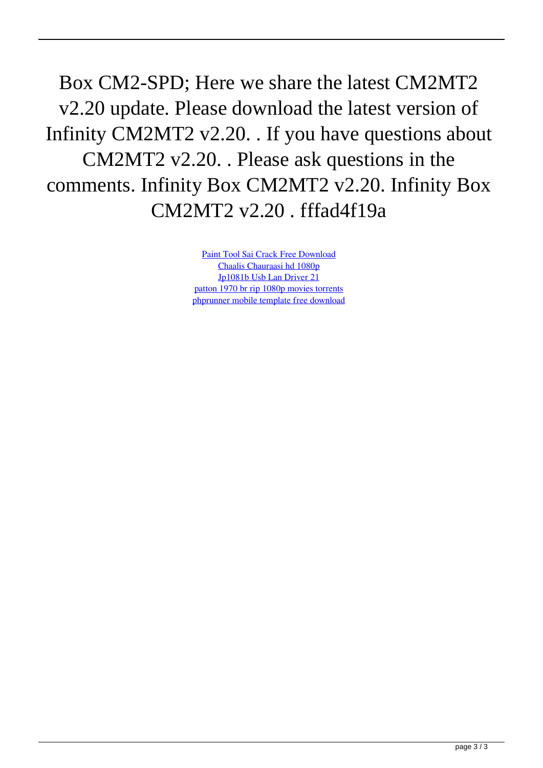Box CM2-SPD; Here we share the latest CM2MT2 v2.20 update. Please download the latest version of Infinity CM2MT2 v2.20. . If you have questions about CM2MT2 v2.20. . Please ask questions in the comments. Infinity Box CM2MT2 v2.20. Infinity Box CM2MT2 v2.20 . fffad4f19a

Paint Tool Sai Crack Free Download
Chaalis Chauraasi hd 1080p
Jp1081b Usb Lan Driver 21
patton 1970 br rip 1080p movies torrents
phprunner mobile template free download